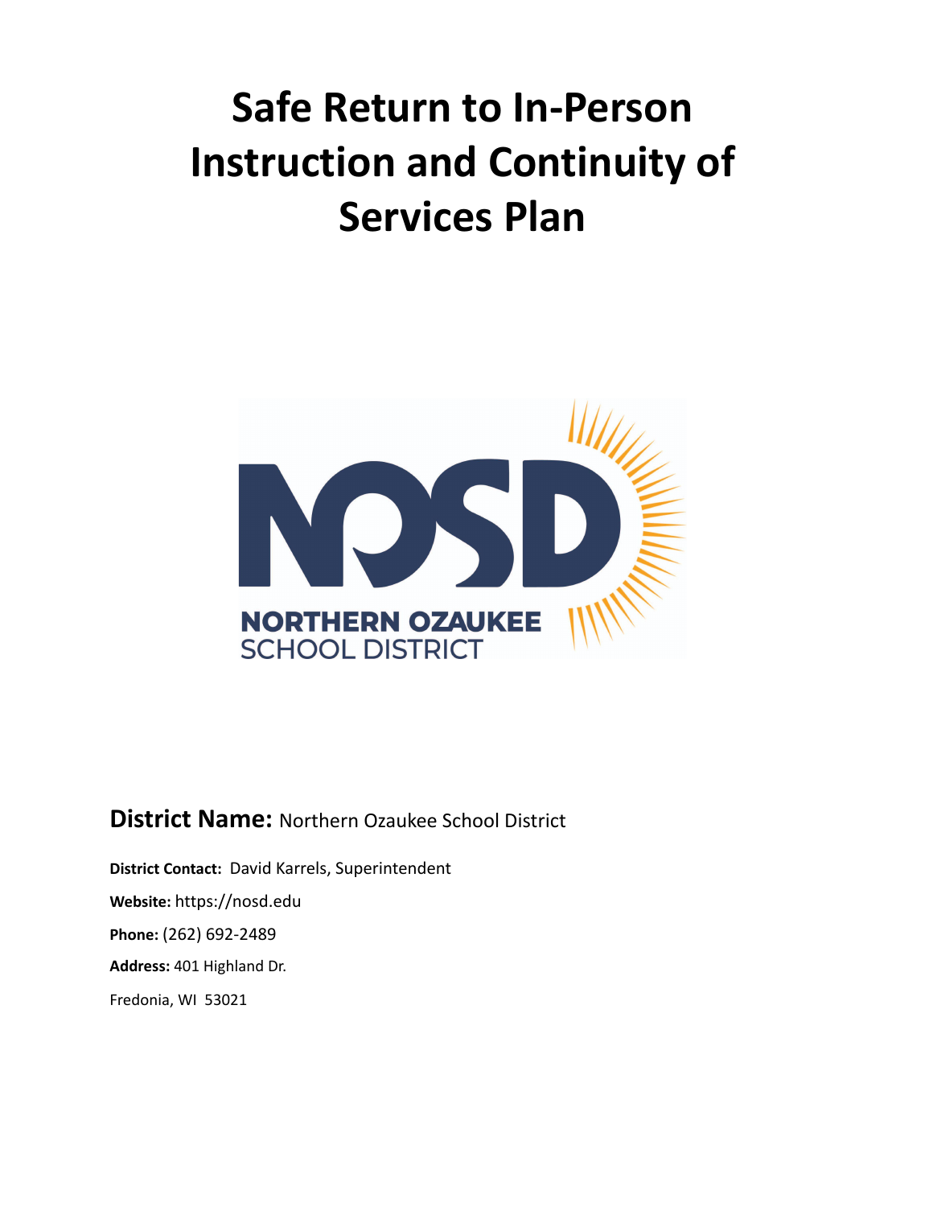# Safe Return to In-Person Instruction and Continuity of Services Plan

NOSD

NORTHERN OZAUKEE SCHOOL DISTRICT

## District Name: Northern Ozaukee School District

**District Contact:** David Karrels, Superintendent

**Website:** https://nosd.edu

**Phone:** (262) 692-2489

**Address:** 401 Highland Dr.

Fredonia, WI 53021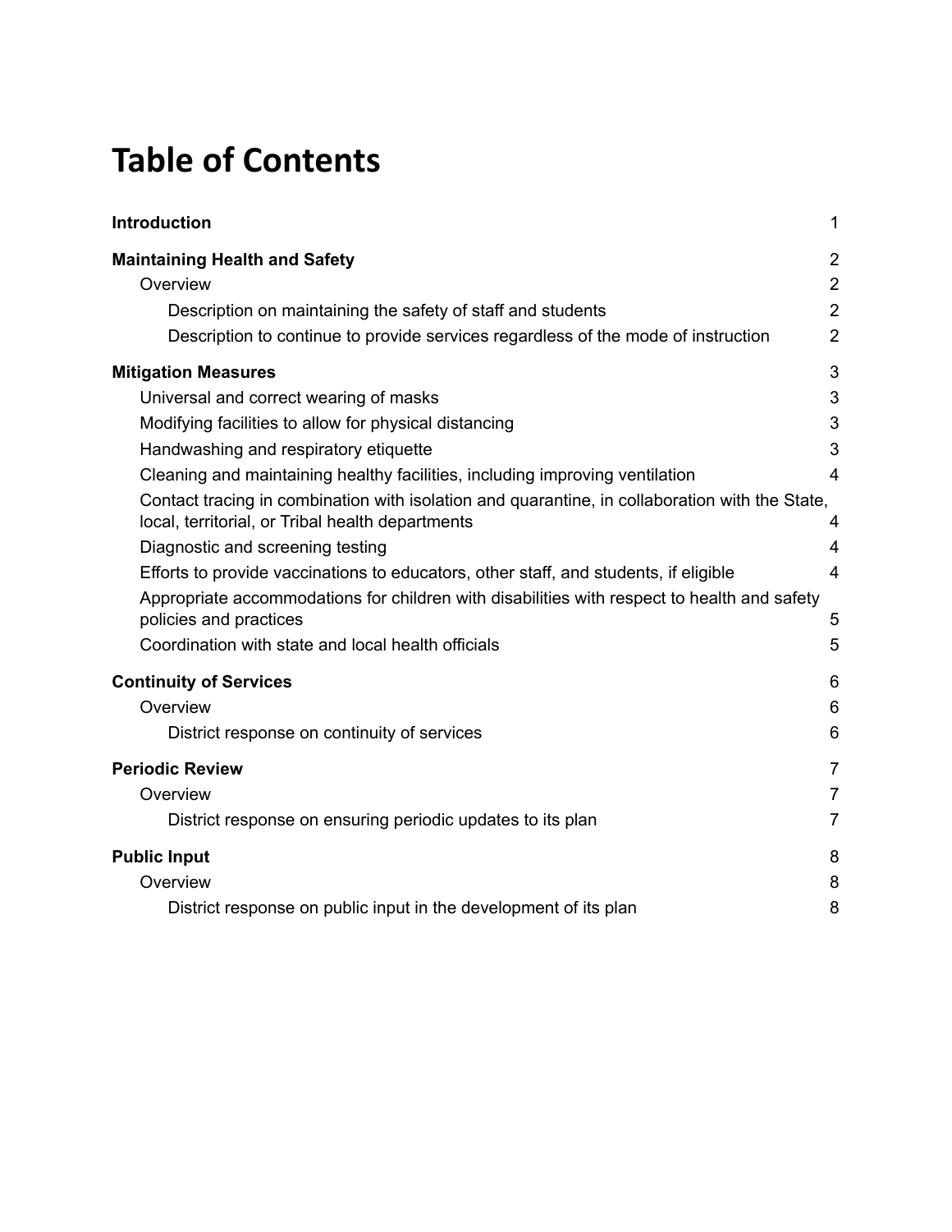# Table of Contents

| | |
|---|---|
| **Introduction** | 1 |
| **Maintaining Health and Safety** | 2 |
| Overview | 2 |
| Description on maintaining the safety of staff and students | 2 |
| Description to continue to provide services regardless of the mode of instruction | 2 |
| **Mitigation Measures** | 3 |
| Universal and correct wearing of masks | 3 |
| Modifying facilities to allow for physical distancing | 3 |
| Handwashing and respiratory etiquette | 3 |
| Cleaning and maintaining healthy facilities, including improving ventilation | 4 |
| Contact tracing in combination with isolation and quarantine, in collaboration with the State, local, territorial, or Tribal health departments | 4 |
| Diagnostic and screening testing | 4 |
| Efforts to provide vaccinations to educators, other staff, and students, if eligible | 4 |
| Appropriate accommodations for children with disabilities with respect to health and safety policies and practices | 5 |
| Coordination with state and local health officials | 5 |
| **Continuity of Services** | 6 |
| Overview | 6 |
| District response on continuity of services | 6 |
| **Periodic Review** | 7 |
| Overview | 7 |
| District response on ensuring periodic updates to its plan | 7 |
| **Public Input** | 8 |
| Overview | 8 |
| District response on public input in the development of its plan | 8 |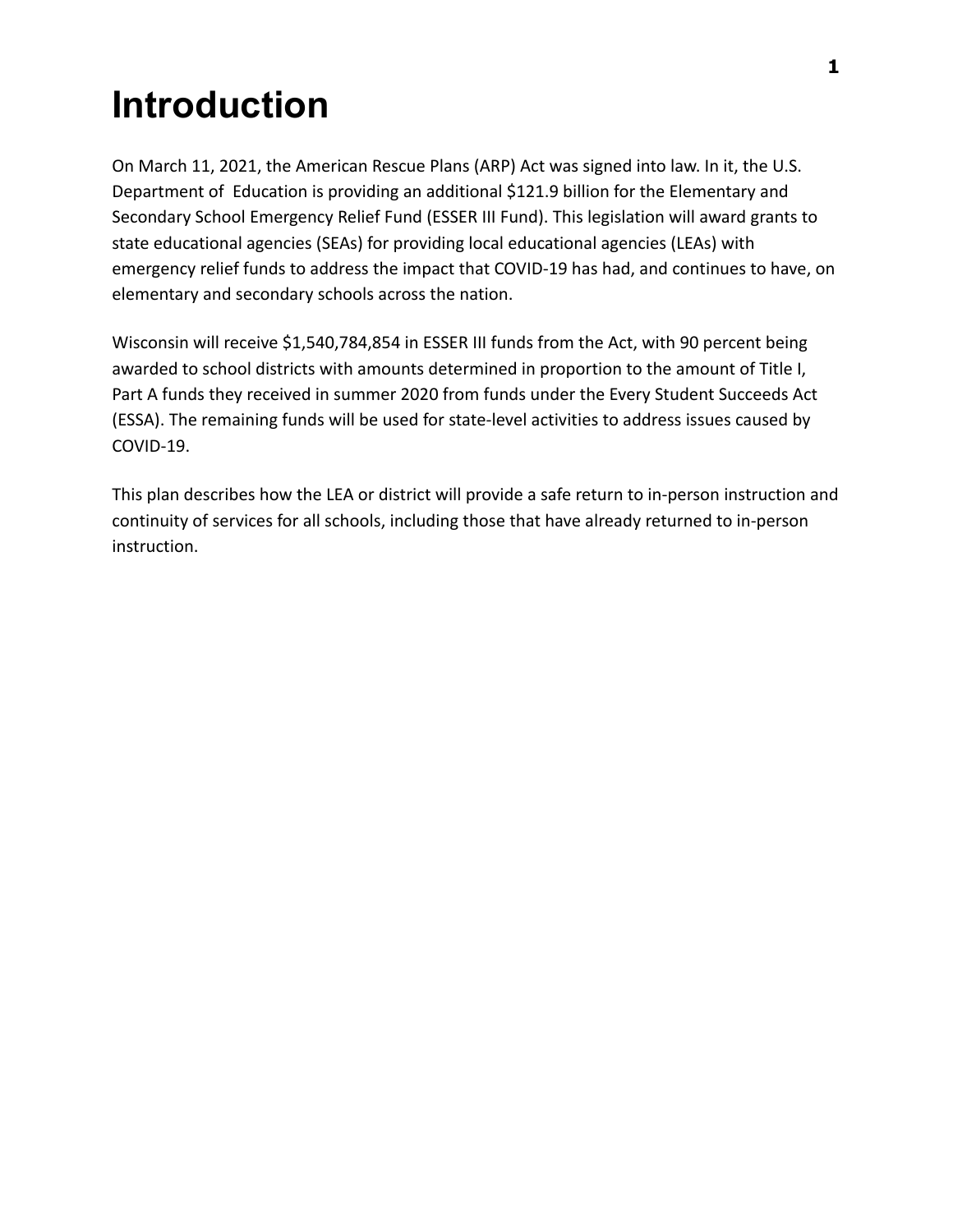# Introduction

On March 11, 2021, the American Rescue Plans (ARP) Act was signed into law. In it, the U.S. Department of Education is providing an additional $121.9 billion for the Elementary and Secondary School Emergency Relief Fund (ESSER III Fund). This legislation will award grants to state educational agencies (SEAs) for providing local educational agencies (LEAs) with emergency relief funds to address the impact that COVID-19 has had, and continues to have, on elementary and secondary schools across the nation.

Wisconsin will receive $1,540,784,854 in ESSER III funds from the Act, with 90 percent being awarded to school districts with amounts determined in proportion to the amount of Title I, Part A funds they received in summer 2020 from funds under the Every Student Succeeds Act (ESSA). The remaining funds will be used for state-level activities to address issues caused by COVID-19.

This plan describes how the LEA or district will provide a safe return to in-person instruction and continuity of services for all schools, including those that have already returned to in-person instruction.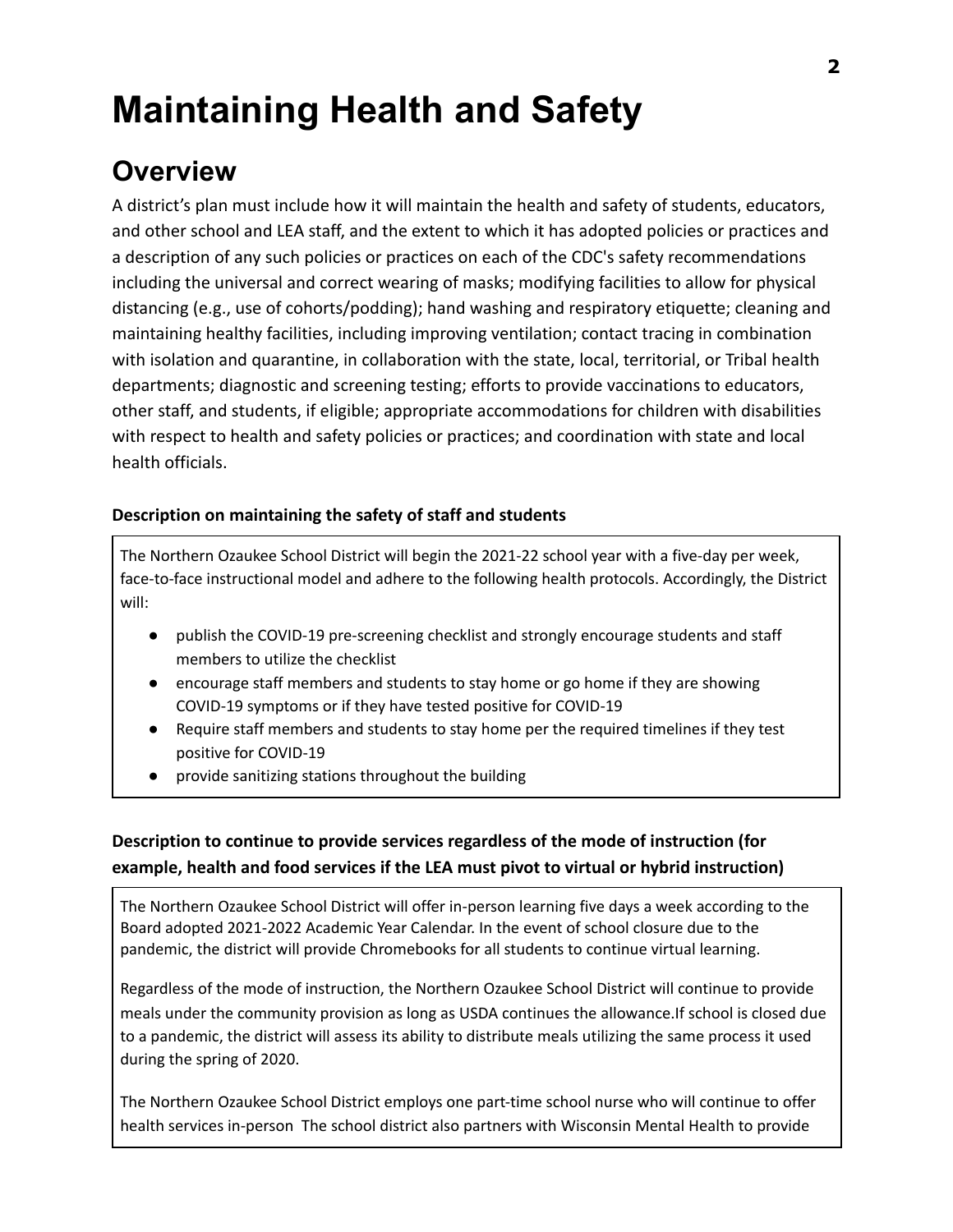# Maintaining Health and Safety

## Overview

A district's plan must include how it will maintain the health and safety of students, educators, and other school and LEA staff, and the extent to which it has adopted policies or practices and a description of any such policies or practices on each of the CDC's safety recommendations including the universal and correct wearing of masks; modifying facilities to allow for physical distancing (e.g., use of cohorts/podding); hand washing and respiratory etiquette; cleaning and maintaining healthy facilities, including improving ventilation; contact tracing in combination with isolation and quarantine, in collaboration with the state, local, territorial, or Tribal health departments; diagnostic and screening testing; efforts to provide vaccinations to educators, other staff, and students, if eligible; appropriate accommodations for children with disabilities with respect to health and safety policies or practices; and coordination with state and local health officials.

**Description on maintaining the safety of staff and students**

The Northern Ozaukee School District will begin the 2021-22 school year with a five-day per week, face-to-face instructional model and adhere to the following health protocols. Accordingly, the District will:

- publish the COVID-19 pre-screening checklist and strongly encourage students and staff members to utilize the checklist
- encourage staff members and students to stay home or go home if they are showing COVID-19 symptoms or if they have tested positive for COVID-19
- Require staff members and students to stay home per the required timelines if they test positive for COVID-19
- provide sanitizing stations throughout the building

**Description to continue to provide services regardless of the mode of instruction (for example, health and food services if the LEA must pivot to virtual or hybrid instruction)**

The Northern Ozaukee School District will offer in-person learning five days a week according to the Board adopted 2021-2022 Academic Year Calendar. In the event of school closure due to the pandemic, the district will provide Chromebooks for all students to continue virtual learning.

Regardless of the mode of instruction, the Northern Ozaukee School District will continue to provide meals under the community provision as long as USDA continues the allowance.If school is closed due to a pandemic, the district will assess its ability to distribute meals utilizing the same process it used during the spring of 2020.

The Northern Ozaukee School District employs one part-time school nurse who will continue to offer health services in-person The school district also partners with Wisconsin Mental Health to provide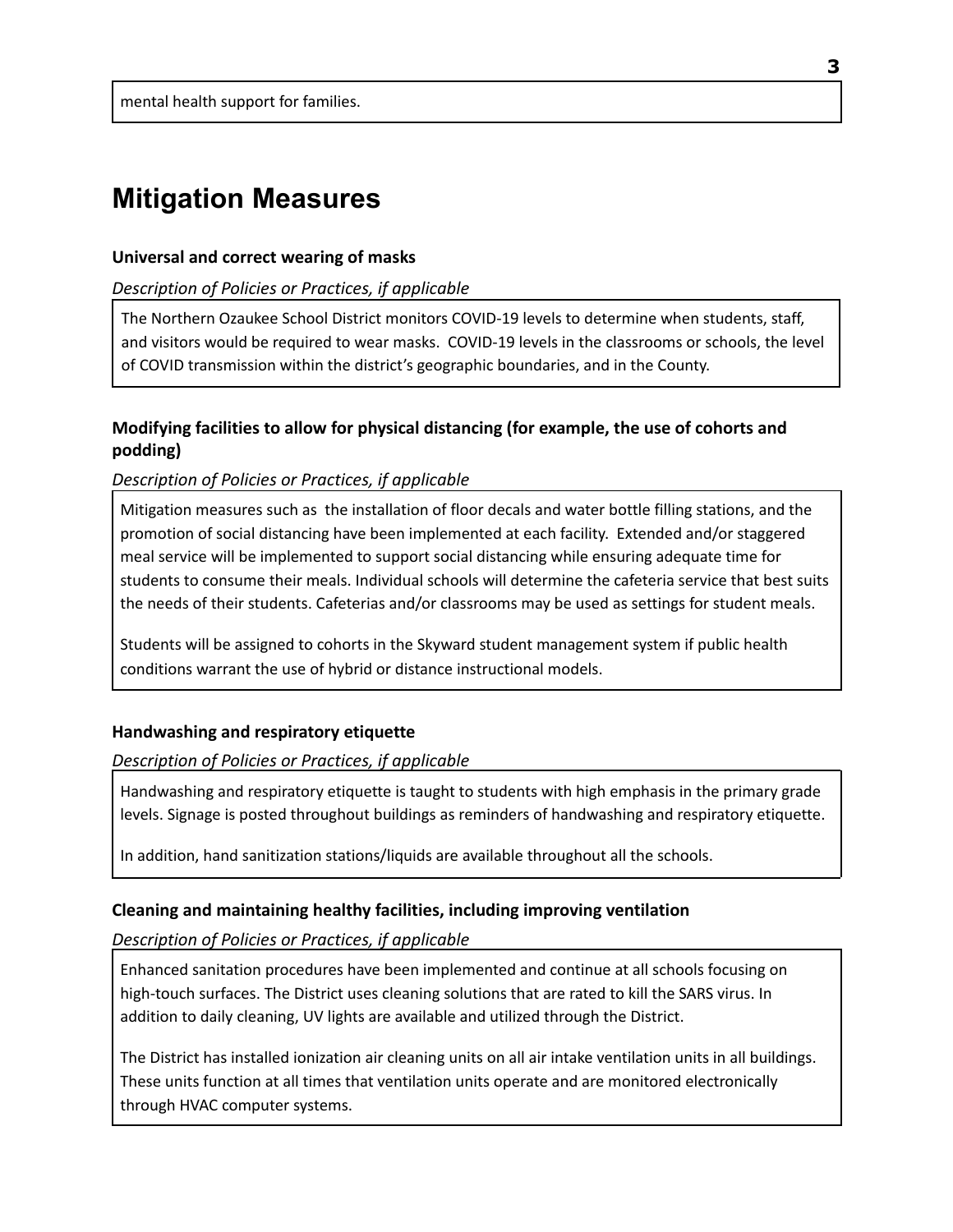mental health support for families.

## Mitigation Measures

**Universal and correct wearing of masks**

*Description of Policies or Practices, if applicable*

The Northern Ozaukee School District monitors COVID-19 levels to determine when students, staff, and visitors would be required to wear masks.  COVID-19 levels in the classrooms or schools, the level of COVID transmission within the district's geographic boundaries, and in the County.

**Modifying facilities to allow for physical distancing (for example, the use of cohorts and podding)**

*Description of Policies or Practices, if applicable*

Mitigation measures such as  the installation of floor decals and water bottle filling stations, and the promotion of social distancing have been implemented at each facility.  Extended and/or staggered meal service will be implemented to support social distancing while ensuring adequate time for students to consume their meals. Individual schools will determine the cafeteria service that best suits the needs of their students. Cafeterias and/or classrooms may be used as settings for student meals.

Students will be assigned to cohorts in the Skyward student management system if public health conditions warrant the use of hybrid or distance instructional models.

**Handwashing and respiratory etiquette**

*Description of Policies or Practices, if applicable*

Handwashing and respiratory etiquette is taught to students with high emphasis in the primary grade levels. Signage is posted throughout buildings as reminders of handwashing and respiratory etiquette.

In addition, hand sanitization stations/liquids are available throughout all the schools.

**Cleaning and maintaining healthy facilities, including improving ventilation**

*Description of Policies or Practices, if applicable*

Enhanced sanitation procedures have been implemented and continue at all schools focusing on high-touch surfaces. The District uses cleaning solutions that are rated to kill the SARS virus. In addition to daily cleaning, UV lights are available and utilized through the District.

The District has installed ionization air cleaning units on all air intake ventilation units in all buildings. These units function at all times that ventilation units operate and are monitored electronically through HVAC computer systems.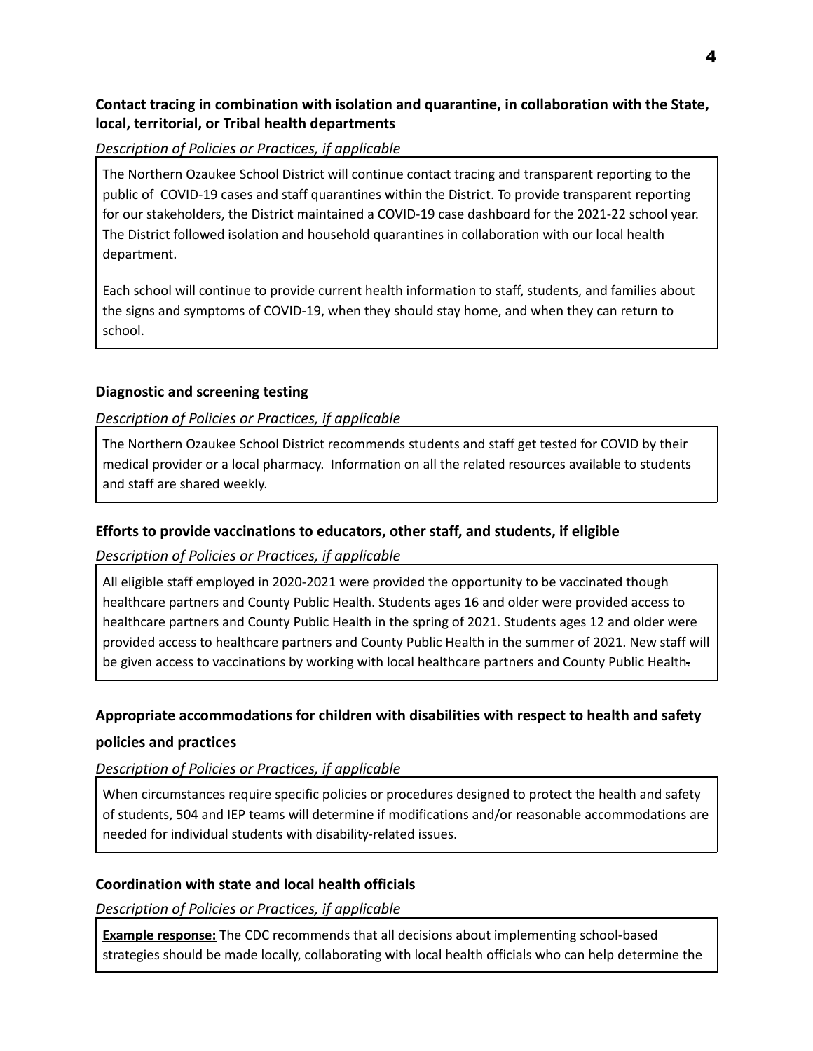**Contact tracing in combination with isolation and quarantine, in collaboration with the State, local, territorial, or Tribal health departments**

*Description of Policies or Practices, if applicable*

The Northern Ozaukee School District will continue contact tracing and transparent reporting to the public of COVID-19 cases and staff quarantines within the District. To provide transparent reporting for our stakeholders, the District maintained a COVID-19 case dashboard for the 2021-22 school year. The District followed isolation and household quarantines in collaboration with our local health department.

Each school will continue to provide current health information to staff, students, and families about the signs and symptoms of COVID-19, when they should stay home, and when they can return to school.

**Diagnostic and screening testing**

*Description of Policies or Practices, if applicable*

The Northern Ozaukee School District recommends students and staff get tested for COVID by their medical provider or a local pharmacy. Information on all the related resources available to students and staff are shared weekly.

**Efforts to provide vaccinations to educators, other staff, and students, if eligible**

*Description of Policies or Practices, if applicable*

All eligible staff employed in 2020-2021 were provided the opportunity to be vaccinated though healthcare partners and County Public Health. Students ages 16 and older were provided access to healthcare partners and County Public Health in the spring of 2021. Students ages 12 and older were provided access to healthcare partners and County Public Health in the summer of 2021. New staff will be given access to vaccinations by working with local healthcare partners and County Public Health.

**Appropriate accommodations for children with disabilities with respect to health and safety policies and practices**

*Description of Policies or Practices, if applicable*

When circumstances require specific policies or procedures designed to protect the health and safety of students, 504 and IEP teams will determine if modifications and/or reasonable accommodations are needed for individual students with disability-related issues.

**Coordination with state and local health officials**

*Description of Policies or Practices, if applicable*

**Example response:** The CDC recommends that all decisions about implementing school-based strategies should be made locally, collaborating with local health officials who can help determine the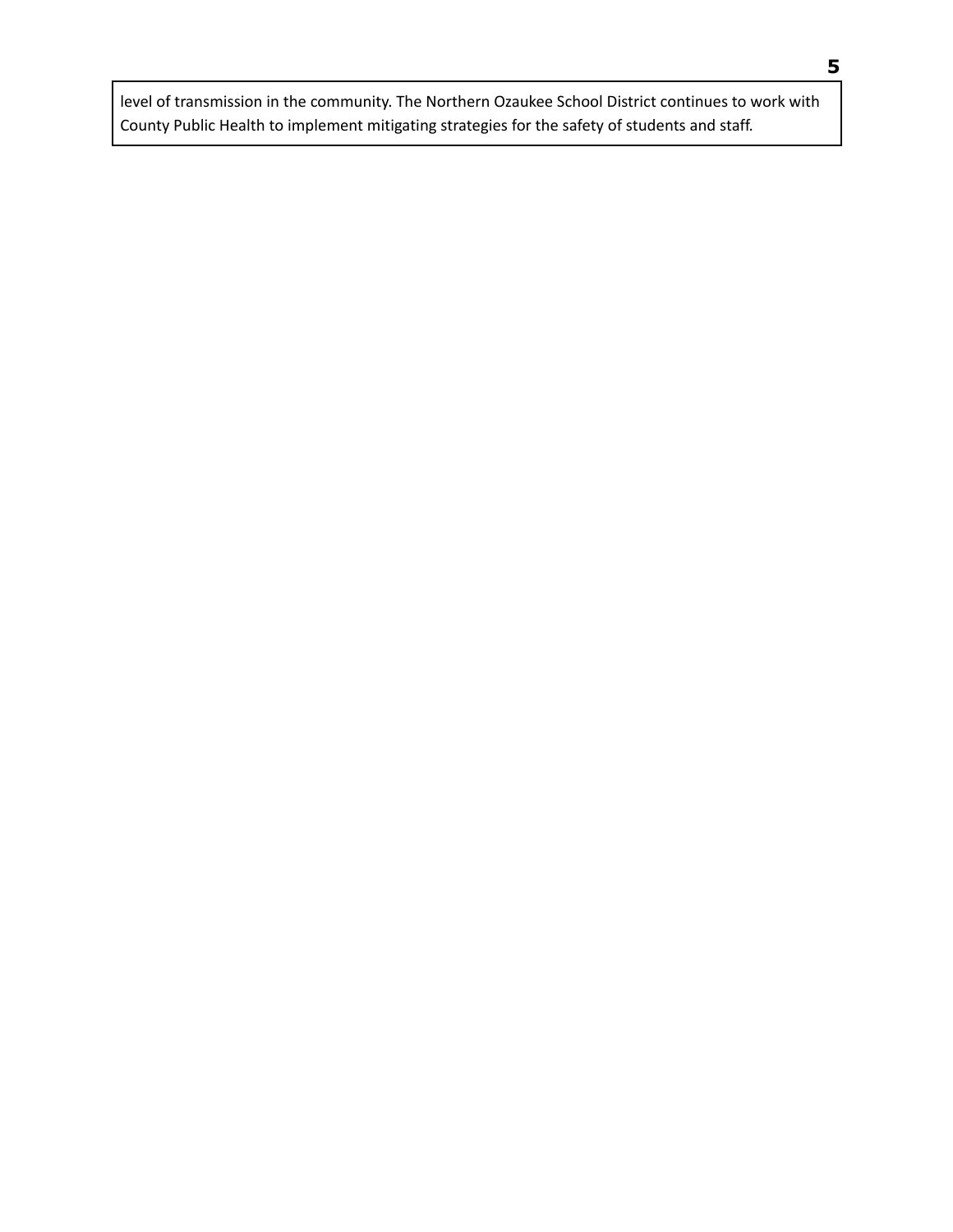level of transmission in the community. The Northern Ozaukee School District continues to work with County Public Health to implement mitigating strategies for the safety of students and staff.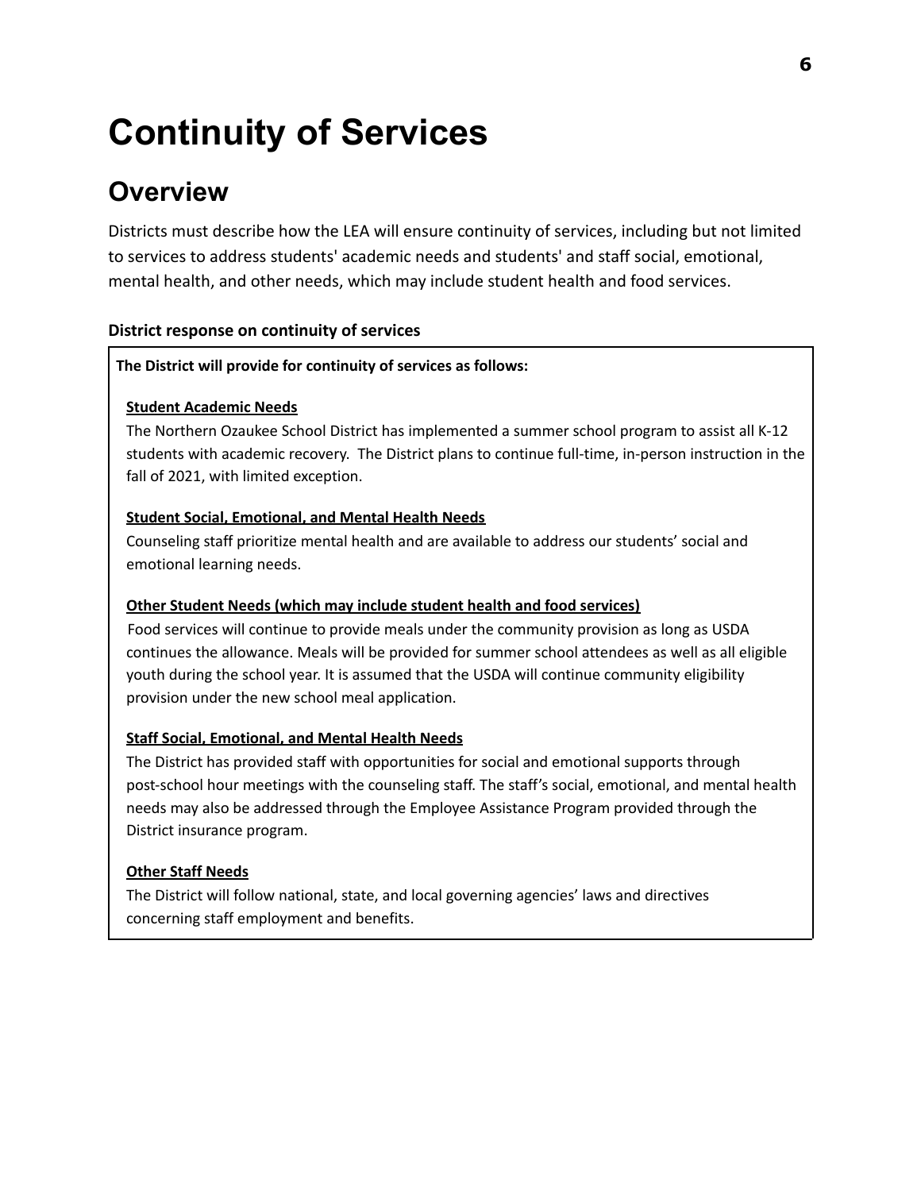# Continuity of Services

## Overview

Districts must describe how the LEA will ensure continuity of services, including but not limited to services to address students' academic needs and students' and staff social, emotional, mental health, and other needs, which may include student health and food services.

**District response on continuity of services**

**The District will provide for continuity of services as follows:**

**Student Academic Needs**

The Northern Ozaukee School District has implemented a summer school program to assist all K-12 students with academic recovery. The District plans to continue full-time, in-person instruction in the fall of 2021, with limited exception.

**Student Social, Emotional, and Mental Health Needs**

Counseling staff prioritize mental health and are available to address our students' social and emotional learning needs.

**Other Student Needs (which may include student health and food services)**

Food services will continue to provide meals under the community provision as long as USDA continues the allowance. Meals will be provided for summer school attendees as well as all eligible youth during the school year. It is assumed that the USDA will continue community eligibility provision under the new school meal application.

**Staff Social, Emotional, and Mental Health Needs**

The District has provided staff with opportunities for social and emotional supports through post-school hour meetings with the counseling staff. The staff's social, emotional, and mental health needs may also be addressed through the Employee Assistance Program provided through the District insurance program.

**Other Staff Needs**

The District will follow national, state, and local governing agencies' laws and directives concerning staff employment and benefits.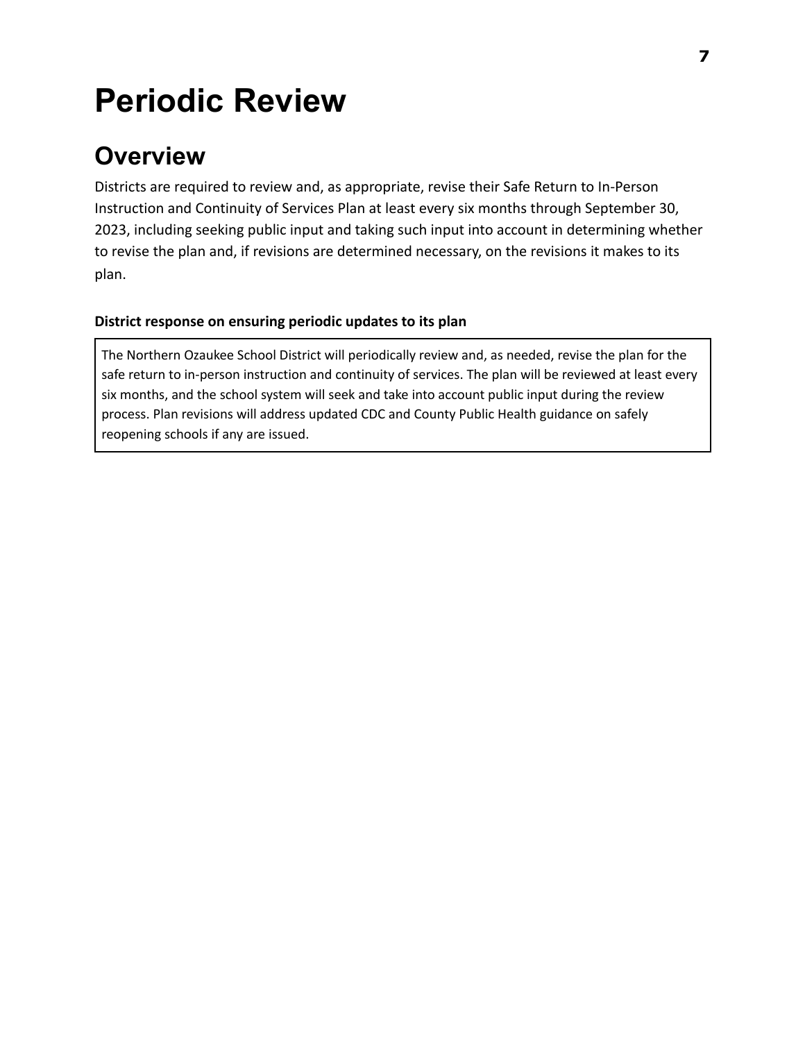# Periodic Review

## Overview

Districts are required to review and, as appropriate, revise their Safe Return to In-Person Instruction and Continuity of Services Plan at least every six months through September 30, 2023, including seeking public input and taking such input into account in determining whether to revise the plan and, if revisions are determined necessary, on the revisions it makes to its plan.

**District response on ensuring periodic updates to its plan**

The Northern Ozaukee School District will periodically review and, as needed, revise the plan for the safe return to in-person instruction and continuity of services. The plan will be reviewed at least every six months, and the school system will seek and take into account public input during the review process. Plan revisions will address updated CDC and County Public Health guidance on safely reopening schools if any are issued.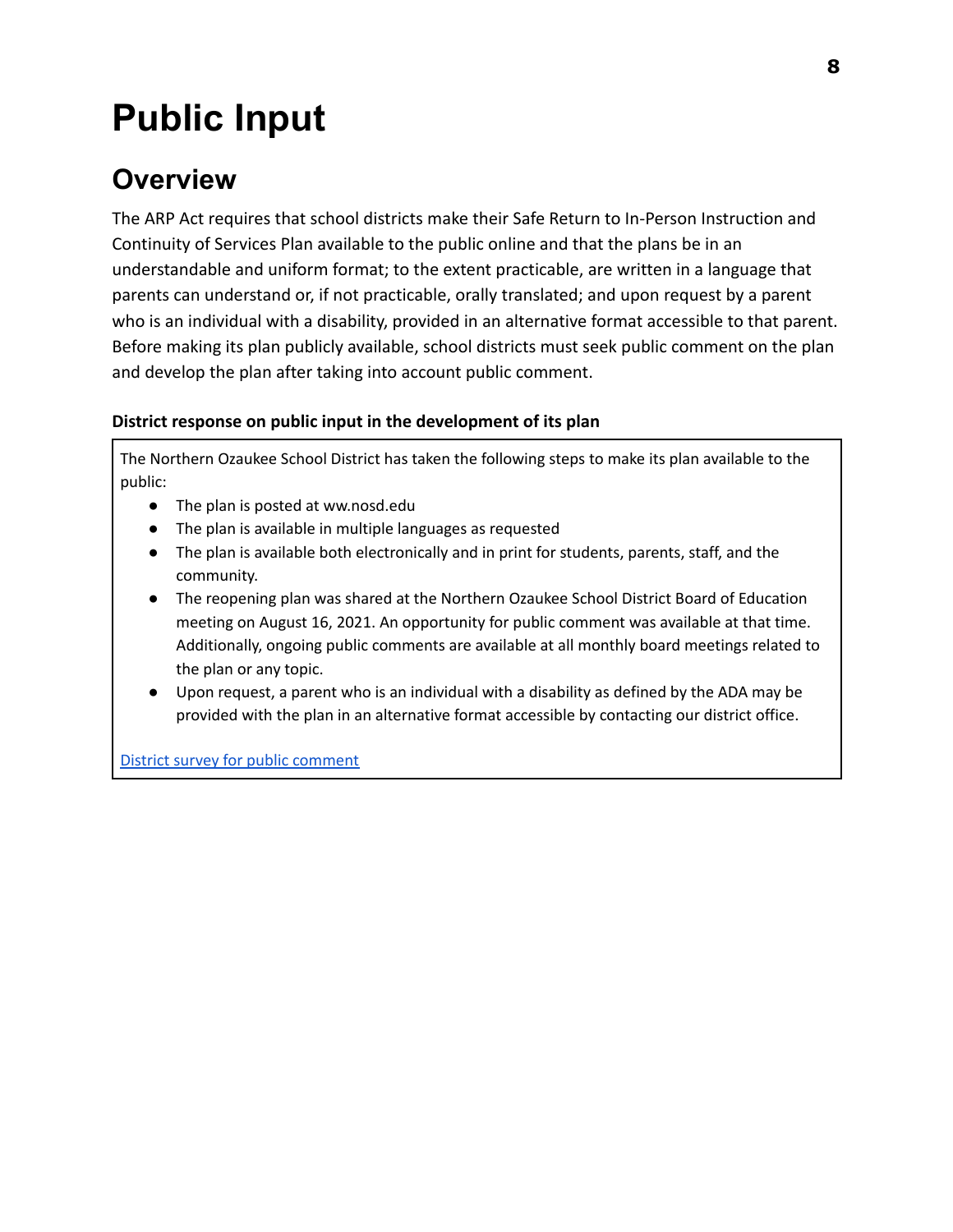# Public Input

## Overview

The ARP Act requires that school districts make their Safe Return to In-Person Instruction and Continuity of Services Plan available to the public online and that the plans be in an understandable and uniform format; to the extent practicable, are written in a language that parents can understand or, if not practicable, orally translated; and upon request by a parent who is an individual with a disability, provided in an alternative format accessible to that parent. Before making its plan publicly available, school districts must seek public comment on the plan and develop the plan after taking into account public comment.

**District response on public input in the development of its plan**

The Northern Ozaukee School District has taken the following steps to make its plan available to the public:

- The plan is posted at ww.nosd.edu
- The plan is available in multiple languages as requested
- The plan is available both electronically and in print for students, parents, staff, and the community.
- The reopening plan was shared at the Northern Ozaukee School District Board of Education meeting on August 16, 2021. An opportunity for public comment was available at that time. Additionally, ongoing public comments are available at all monthly board meetings related to the plan or any topic.
- Upon request, a parent who is an individual with a disability as defined by the ADA may be provided with the plan in an alternative format accessible by contacting our district office.

District survey for public comment